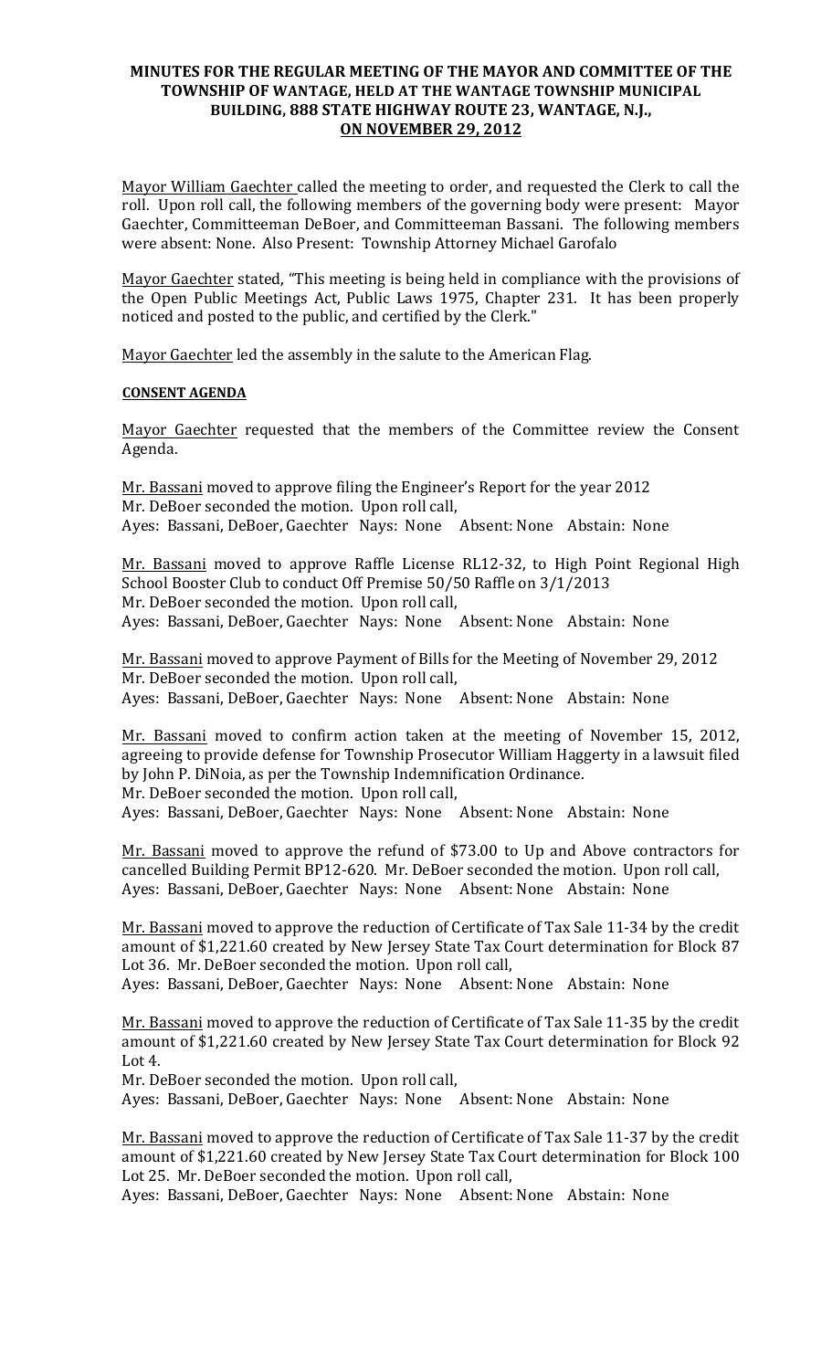# MINUTES FOR THE REGULAR MEETING OF THE MAYOR AND COMMITTEE OF THE TOWNSHIP OF WANTAGE, HELD AT THE WANTAGE TOWNSHIP MUNICIPAL BUILDING, 888 STATE HIGHWAY ROUTE 23, WANTAGE, N.J., ON NOVEMBER 29, 2012

Mayor William Gaechter called the meeting to order, and requested the Clerk to call the roll. Upon roll call, the following members of the governing body were present: Mayor Gaechter, Committeeman DeBoer, and Committeeman Bassani. The following members were absent: None. Also Present: Township Attorney Michael Garofalo

Mayor Gaechter stated, "This meeting is being held in compliance with the provisions of the Open Public Meetings Act, Public Laws 1975, Chapter 231. It has been properly noticed and posted to the public, and certified by the Clerk."

Mayor Gaechter led the assembly in the salute to the American Flag.

**CONSENT AGENDA**

Mayor Gaechter requested that the members of the Committee review the Consent Agenda.

Mr. Bassani moved to approve filing the Engineer's Report for the year 2012
Mr. DeBoer seconded the motion. Upon roll call,
Ayes: Bassani, DeBoer, Gaechter Nays: None Absent: None Abstain: None

Mr. Bassani moved to approve Raffle License RL12-32, to High Point Regional High School Booster Club to conduct Off Premise 50/50 Raffle on 3/1/2013
Mr. DeBoer seconded the motion. Upon roll call,
Ayes: Bassani, DeBoer, Gaechter Nays: None Absent: None Abstain: None

Mr. Bassani moved to approve Payment of Bills for the Meeting of November 29, 2012
Mr. DeBoer seconded the motion. Upon roll call,
Ayes: Bassani, DeBoer, Gaechter Nays: None Absent: None Abstain: None

Mr. Bassani moved to confirm action taken at the meeting of November 15, 2012, agreeing to provide defense for Township Prosecutor William Haggerty in a lawsuit filed by John P. DiNoia, as per the Township Indemnification Ordinance.
Mr. DeBoer seconded the motion. Upon roll call,
Ayes: Bassani, DeBoer, Gaechter Nays: None Absent: None Abstain: None

Mr. Bassani moved to approve the refund of $73.00 to Up and Above contractors for cancelled Building Permit BP12-620. Mr. DeBoer seconded the motion. Upon roll call,
Ayes: Bassani, DeBoer, Gaechter Nays: None Absent: None Abstain: None

Mr. Bassani moved to approve the reduction of Certificate of Tax Sale 11-34 by the credit amount of $1,221.60 created by New Jersey State Tax Court determination for Block 87 Lot 36. Mr. DeBoer seconded the motion. Upon roll call,
Ayes: Bassani, DeBoer, Gaechter Nays: None Absent: None Abstain: None

Mr. Bassani moved to approve the reduction of Certificate of Tax Sale 11-35 by the credit amount of $1,221.60 created by New Jersey State Tax Court determination for Block 92 Lot 4.
Mr. DeBoer seconded the motion. Upon roll call,
Ayes: Bassani, DeBoer, Gaechter Nays: None Absent: None Abstain: None

Mr. Bassani moved to approve the reduction of Certificate of Tax Sale 11-37 by the credit amount of $1,221.60 created by New Jersey State Tax Court determination for Block 100 Lot 25. Mr. DeBoer seconded the motion. Upon roll call,
Ayes: Bassani, DeBoer, Gaechter Nays: None Absent: None Abstain: None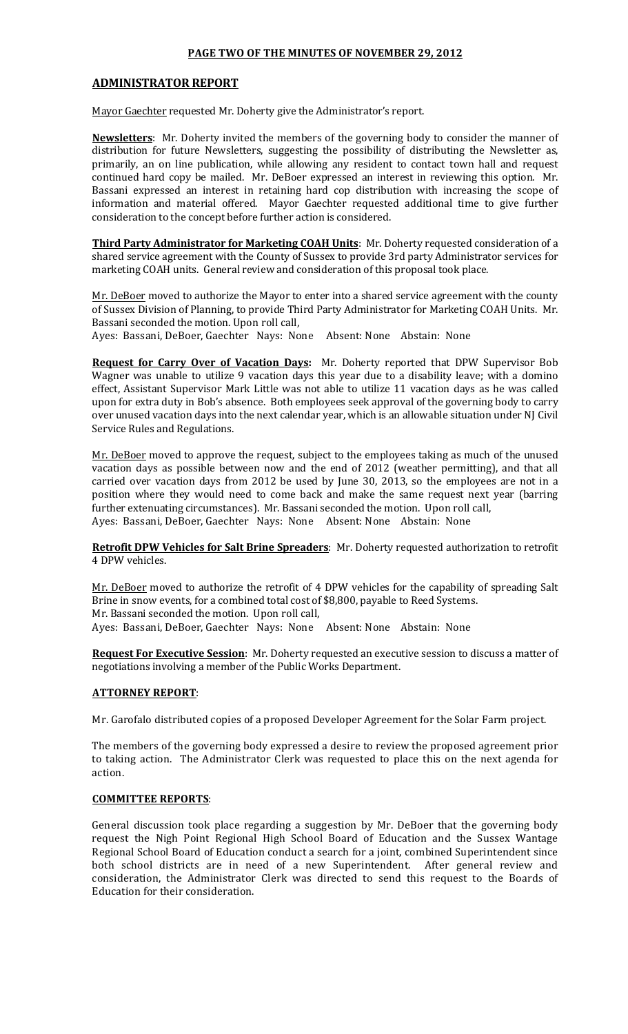**PAGE TWO OF THE MINUTES OF NOVEMBER 29, 2012**

## ADMINISTRATOR REPORT

Mayor Gaechter requested Mr. Doherty give the Administrator's report.

**Newsletters**: Mr. Doherty invited the members of the governing body to consider the manner of distribution for future Newsletters, suggesting the possibility of distributing the Newsletter as, primarily, an on line publication, while allowing any resident to contact town hall and request continued hard copy be mailed. Mr. DeBoer expressed an interest in reviewing this option. Mr. Bassani expressed an interest in retaining hard cop distribution with increasing the scope of information and material offered. Mayor Gaechter requested additional time to give further consideration to the concept before further action is considered.

**Third Party Administrator for Marketing COAH Units**: Mr. Doherty requested consideration of a shared service agreement with the County of Sussex to provide 3rd party Administrator services for marketing COAH units. General review and consideration of this proposal took place.

Mr. DeBoer moved to authorize the Mayor to enter into a shared service agreement with the county of Sussex Division of Planning, to provide Third Party Administrator for Marketing COAH Units. Mr. Bassani seconded the motion. Upon roll call,
Ayes: Bassani, DeBoer, Gaechter Nays: None Absent: None Abstain: None

**Request for Carry Over of Vacation Days:** Mr. Doherty reported that DPW Supervisor Bob Wagner was unable to utilize 9 vacation days this year due to a disability leave; with a domino effect, Assistant Supervisor Mark Little was not able to utilize 11 vacation days as he was called upon for extra duty in Bob's absence. Both employees seek approval of the governing body to carry over unused vacation days into the next calendar year, which is an allowable situation under NJ Civil Service Rules and Regulations.

Mr. DeBoer moved to approve the request, subject to the employees taking as much of the unused vacation days as possible between now and the end of 2012 (weather permitting), and that all carried over vacation days from 2012 be used by June 30, 2013, so the employees are not in a position where they would need to come back and make the same request next year (barring further extenuating circumstances). Mr. Bassani seconded the motion. Upon roll call,
Ayes: Bassani, DeBoer, Gaechter Nays: None Absent: None Abstain: None

**Retrofit DPW Vehicles for Salt Brine Spreaders**: Mr. Doherty requested authorization to retrofit 4 DPW vehicles.

Mr. DeBoer moved to authorize the retrofit of 4 DPW vehicles for the capability of spreading Salt Brine in snow events, for a combined total cost of $8,800, payable to Reed Systems.
Mr. Bassani seconded the motion. Upon roll call,
Ayes: Bassani, DeBoer, Gaechter Nays: None Absent: None Abstain: None

**Request For Executive Session**: Mr. Doherty requested an executive session to discuss a matter of negotiations involving a member of the Public Works Department.

## ATTORNEY REPORT:

Mr. Garofalo distributed copies of a proposed Developer Agreement for the Solar Farm project.

The members of the governing body expressed a desire to review the proposed agreement prior to taking action. The Administrator Clerk was requested to place this on the next agenda for action.

## COMMITTEE REPORTS:

General discussion took place regarding a suggestion by Mr. DeBoer that the governing body request the Nigh Point Regional High School Board of Education and the Sussex Wantage Regional School Board of Education conduct a search for a joint, combined Superintendent since both school districts are in need of a new Superintendent. After general review and consideration, the Administrator Clerk was directed to send this request to the Boards of Education for their consideration.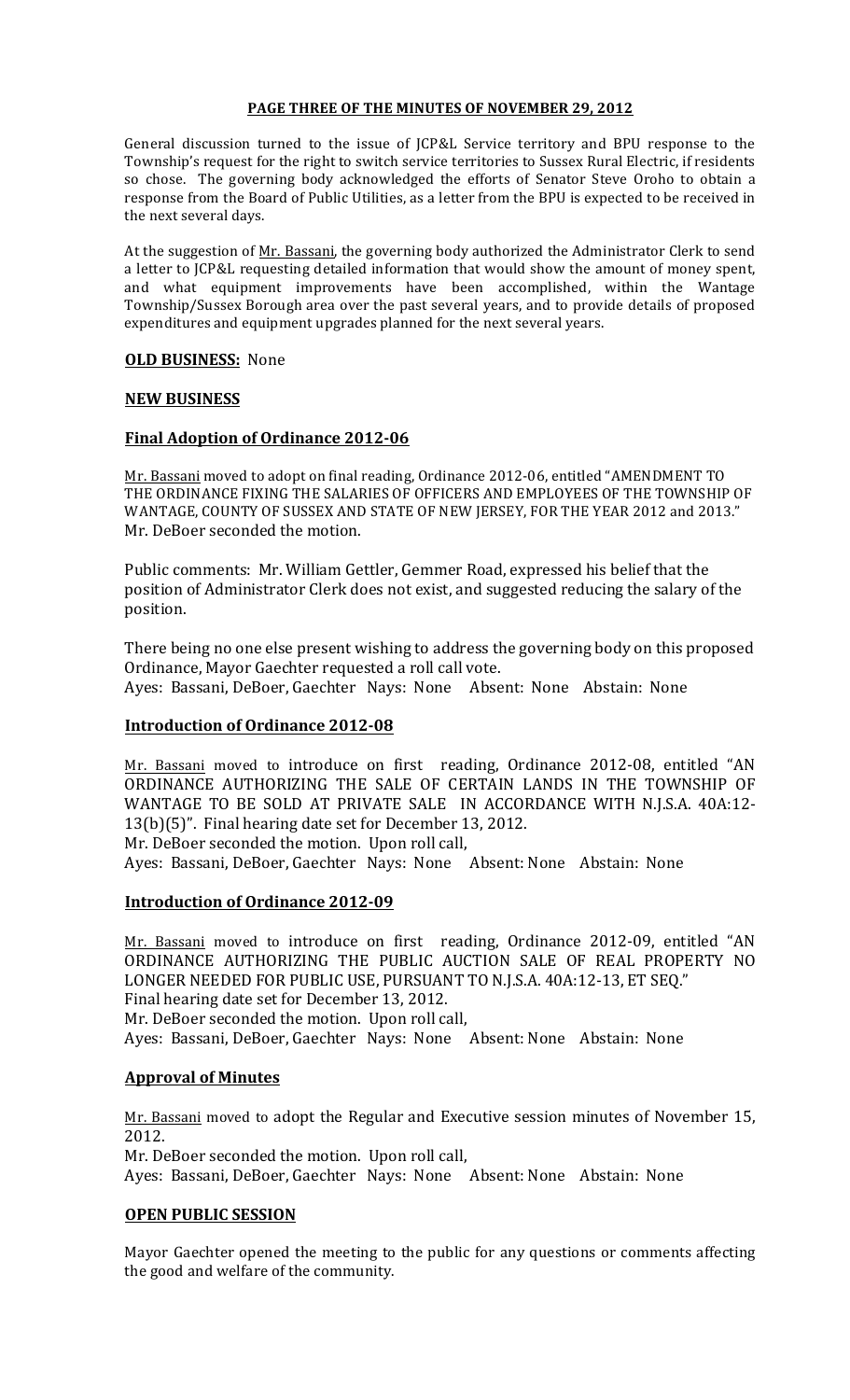**PAGE THREE OF THE MINUTES OF NOVEMBER 29, 2012**

General discussion turned to the issue of JCP&L Service territory and BPU response to the Township's request for the right to switch service territories to Sussex Rural Electric, if residents so chose. The governing body acknowledged the efforts of Senator Steve Oroho to obtain a response from the Board of Public Utilities, as a letter from the BPU is expected to be received in the next several days.

At the suggestion of Mr. Bassani, the governing body authorized the Administrator Clerk to send a letter to JCP&L requesting detailed information that would show the amount of money spent, and what equipment improvements have been accomplished, within the Wantage Township/Sussex Borough area over the past several years, and to provide details of proposed expenditures and equipment upgrades planned for the next several years.

**OLD BUSINESS:** None

**NEW BUSINESS**

**Final Adoption of Ordinance 2012-06**

Mr. Bassani moved to adopt on final reading, Ordinance 2012-06, entitled "AMENDMENT TO THE ORDINANCE FIXING THE SALARIES OF OFFICERS AND EMPLOYEES OF THE TOWNSHIP OF WANTAGE, COUNTY OF SUSSEX AND STATE OF NEW JERSEY, FOR THE YEAR 2012 and 2013." Mr. DeBoer seconded the motion.

Public comments: Mr. William Gettler, Gemmer Road, expressed his belief that the position of Administrator Clerk does not exist, and suggested reducing the salary of the position.

There being no one else present wishing to address the governing body on this proposed Ordinance, Mayor Gaechter requested a roll call vote.
Ayes: Bassani, DeBoer, Gaechter Nays: None Absent: None Abstain: None

**Introduction of Ordinance 2012-08**

Mr. Bassani moved to introduce on first reading, Ordinance 2012-08, entitled "AN ORDINANCE AUTHORIZING THE SALE OF CERTAIN LANDS IN THE TOWNSHIP OF WANTAGE TO BE SOLD AT PRIVATE SALE IN ACCORDANCE WITH N.J.S.A. 40A:12-13(b)(5)". Final hearing date set for December 13, 2012.
Mr. DeBoer seconded the motion. Upon roll call,
Ayes: Bassani, DeBoer, Gaechter Nays: None Absent: None Abstain: None

**Introduction of Ordinance 2012-09**

Mr. Bassani moved to introduce on first reading, Ordinance 2012-09, entitled "AN ORDINANCE AUTHORIZING THE PUBLIC AUCTION SALE OF REAL PROPERTY NO LONGER NEEDED FOR PUBLIC USE, PURSUANT TO N.J.S.A. 40A:12-13, ET SEQ."
Final hearing date set for December 13, 2012.
Mr. DeBoer seconded the motion. Upon roll call,
Ayes: Bassani, DeBoer, Gaechter Nays: None Absent: None Abstain: None

**Approval of Minutes**

Mr. Bassani moved to adopt the Regular and Executive session minutes of November 15, 2012.
Mr. DeBoer seconded the motion. Upon roll call,
Ayes: Bassani, DeBoer, Gaechter Nays: None Absent: None Abstain: None

**OPEN PUBLIC SESSION**

Mayor Gaechter opened the meeting to the public for any questions or comments affecting the good and welfare of the community.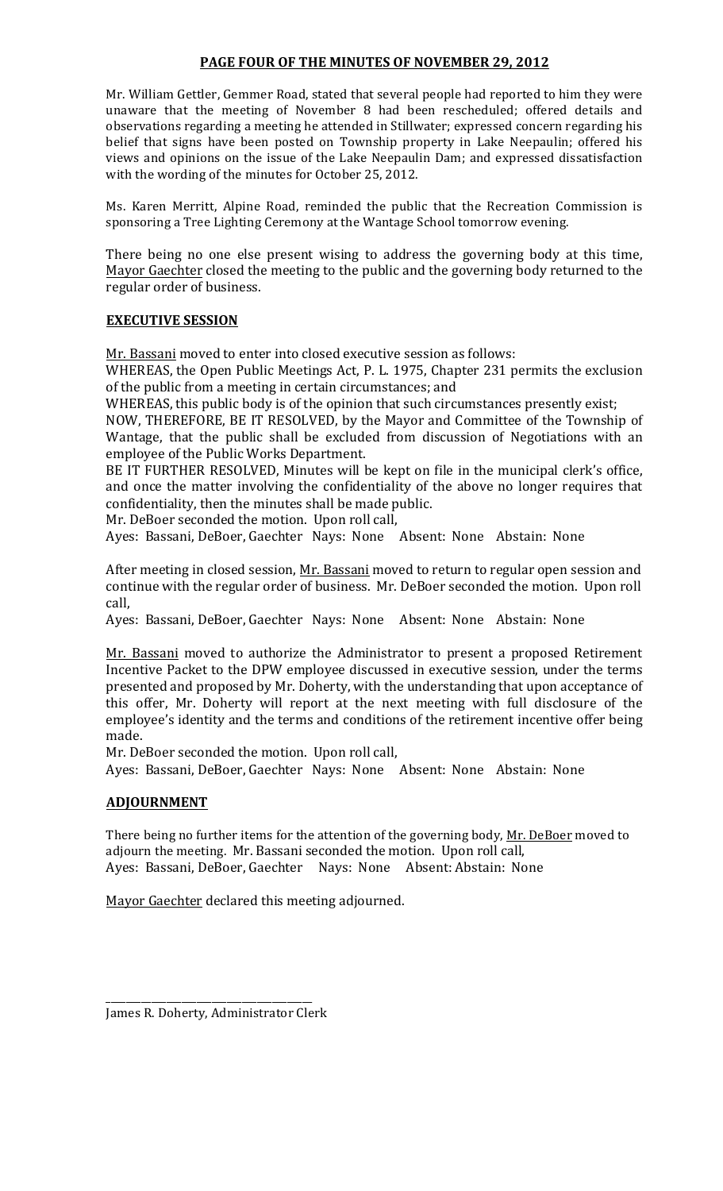## PAGE FOUR OF THE MINUTES OF NOVEMBER 29, 2012

Mr. William Gettler, Gemmer Road, stated that several people had reported to him they were unaware that the meeting of November 8 had been rescheduled; offered details and observations regarding a meeting he attended in Stillwater; expressed concern regarding his belief that signs have been posted on Township property in Lake Neepaulin; offered his views and opinions on the issue of the Lake Neepaulin Dam; and expressed dissatisfaction with the wording of the minutes for October 25, 2012.

Ms. Karen Merritt, Alpine Road, reminded the public that the Recreation Commission is sponsoring a Tree Lighting Ceremony at the Wantage School tomorrow evening.

There being no one else present wising to address the governing body at this time, Mayor Gaechter closed the meeting to the public and the governing body returned to the regular order of business.

## EXECUTIVE SESSION

Mr. Bassani moved to enter into closed executive session as follows:
WHEREAS, the Open Public Meetings Act, P. L. 1975, Chapter 231 permits the exclusion of the public from a meeting in certain circumstances; and
WHEREAS, this public body is of the opinion that such circumstances presently exist;
NOW, THEREFORE, BE IT RESOLVED, by the Mayor and Committee of the Township of Wantage, that the public shall be excluded from discussion of Negotiations with an employee of the Public Works Department.
BE IT FURTHER RESOLVED, Minutes will be kept on file in the municipal clerk's office, and once the matter involving the confidentiality of the above no longer requires that confidentiality, then the minutes shall be made public.
Mr. DeBoer seconded the motion. Upon roll call,
Ayes: Bassani, DeBoer, Gaechter Nays: None Absent: None Abstain: None

After meeting in closed session, Mr. Bassani moved to return to regular open session and continue with the regular order of business. Mr. DeBoer seconded the motion. Upon roll call,
Ayes: Bassani, DeBoer, Gaechter Nays: None Absent: None Abstain: None

Mr. Bassani moved to authorize the Administrator to present a proposed Retirement Incentive Packet to the DPW employee discussed in executive session, under the terms presented and proposed by Mr. Doherty, with the understanding that upon acceptance of this offer, Mr. Doherty will report at the next meeting with full disclosure of the employee's identity and the terms and conditions of the retirement incentive offer being made.
Mr. DeBoer seconded the motion. Upon roll call,
Ayes: Bassani, DeBoer, Gaechter Nays: None Absent: None Abstain: None

## ADJOURNMENT

There being no further items for the attention of the governing body, Mr. DeBoer moved to adjourn the meeting. Mr. Bassani seconded the motion. Upon roll call,
Ayes: Bassani, DeBoer, Gaechter Nays: None Absent: Abstain: None

Mayor Gaechter declared this meeting adjourned.

\_\_\_\_\_\_\_\_\_\_\_\_\_\_\_\_\_\_\_\_\_\_\_\_\_\_\_\_\_\_\_\_\_\_\_\_
James R. Doherty, Administrator Clerk